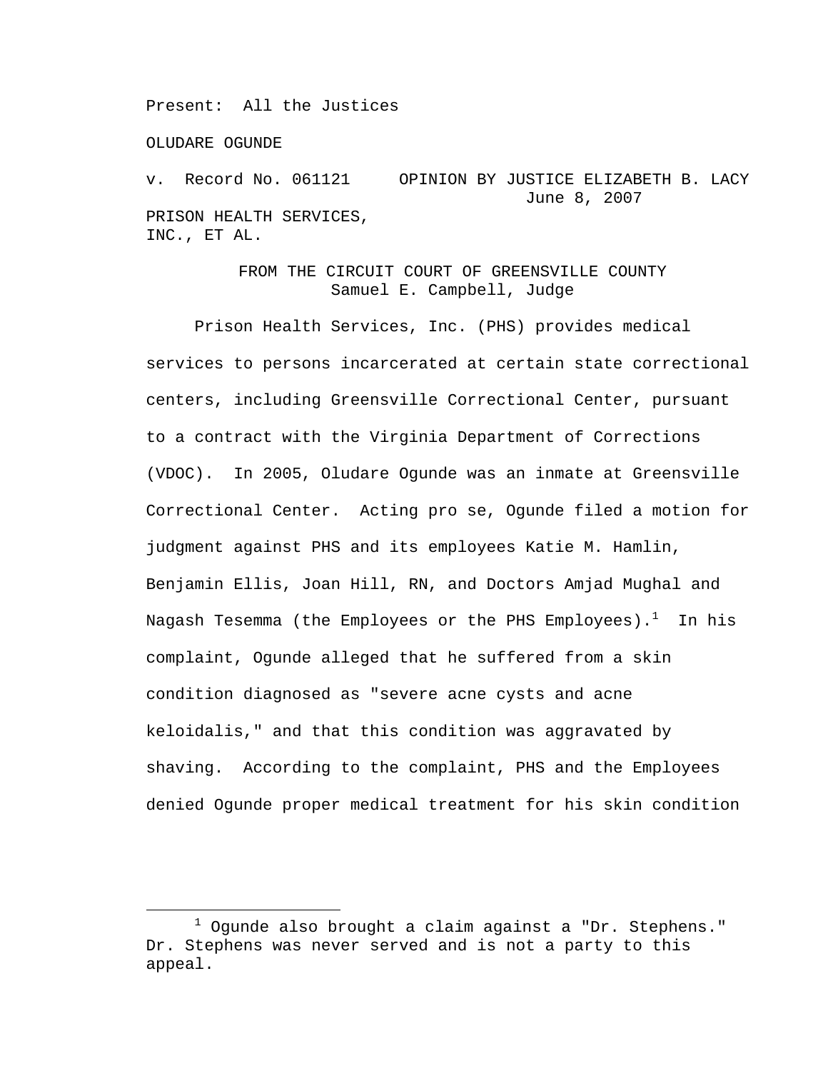Present: All the Justices

OLUDARE OGUNDE

v. Record No. 061121 OPINION BY JUSTICE ELIZABETH B. LACY
June 8, 2007

PRISON HEALTH SERVICES,
INC., ET AL.

FROM THE CIRCUIT COURT OF GREENSVILLE COUNTY
Samuel E. Campbell, Judge

Prison Health Services, Inc. (PHS) provides medical services to persons incarcerated at certain state correctional centers, including Greensville Correctional Center, pursuant to a contract with the Virginia Department of Corrections (VDOC). In 2005, Oludare Ogunde was an inmate at Greensville Correctional Center. Acting pro se, Ogunde filed a motion for judgment against PHS and its employees Katie M. Hamlin, Benjamin Ellis, Joan Hill, RN, and Doctors Amjad Mughal and Nagash Tesemma (the Employees or the PHS Employees).[1] In his complaint, Ogunde alleged that he suffered from a skin condition diagnosed as "severe acne cysts and acne keloidalis," and that this condition was aggravated by shaving. According to the complaint, PHS and the Employees denied Ogunde proper medical treatment for his skin condition

---

[1] Ogunde also brought a claim against a "Dr. Stephens." Dr. Stephens was never served and is not a party to this appeal.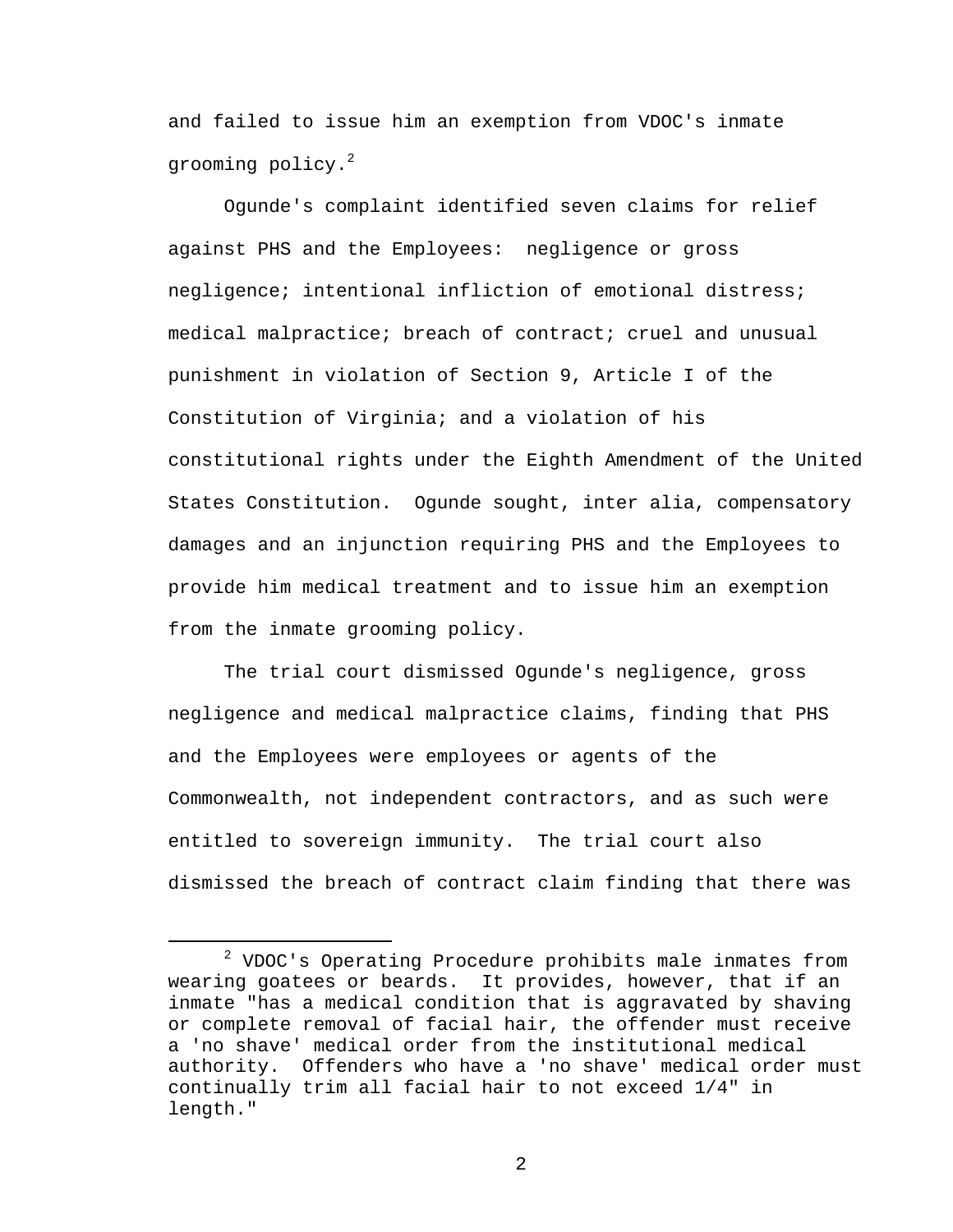and failed to issue him an exemption from VDOC's inmate grooming policy.[2]

Ogunde's complaint identified seven claims for relief against PHS and the Employees: negligence or gross negligence; intentional infliction of emotional distress; medical malpractice; breach of contract; cruel and unusual punishment in violation of Section 9, Article I of the Constitution of Virginia; and a violation of his constitutional rights under the Eighth Amendment of the United States Constitution. Ogunde sought, inter alia, compensatory damages and an injunction requiring PHS and the Employees to provide him medical treatment and to issue him an exemption from the inmate grooming policy.

The trial court dismissed Ogunde's negligence, gross negligence and medical malpractice claims, finding that PHS and the Employees were employees or agents of the Commonwealth, not independent contractors, and as such were entitled to sovereign immunity. The trial court also dismissed the breach of contract claim finding that there was

---

[2] VDOC's Operating Procedure prohibits male inmates from wearing goatees or beards. It provides, however, that if an inmate "has a medical condition that is aggravated by shaving or complete removal of facial hair, the offender must receive a 'no shave' medical order from the institutional medical authority. Offenders who have a 'no shave' medical order must continually trim all facial hair to not exceed 1/4" in length."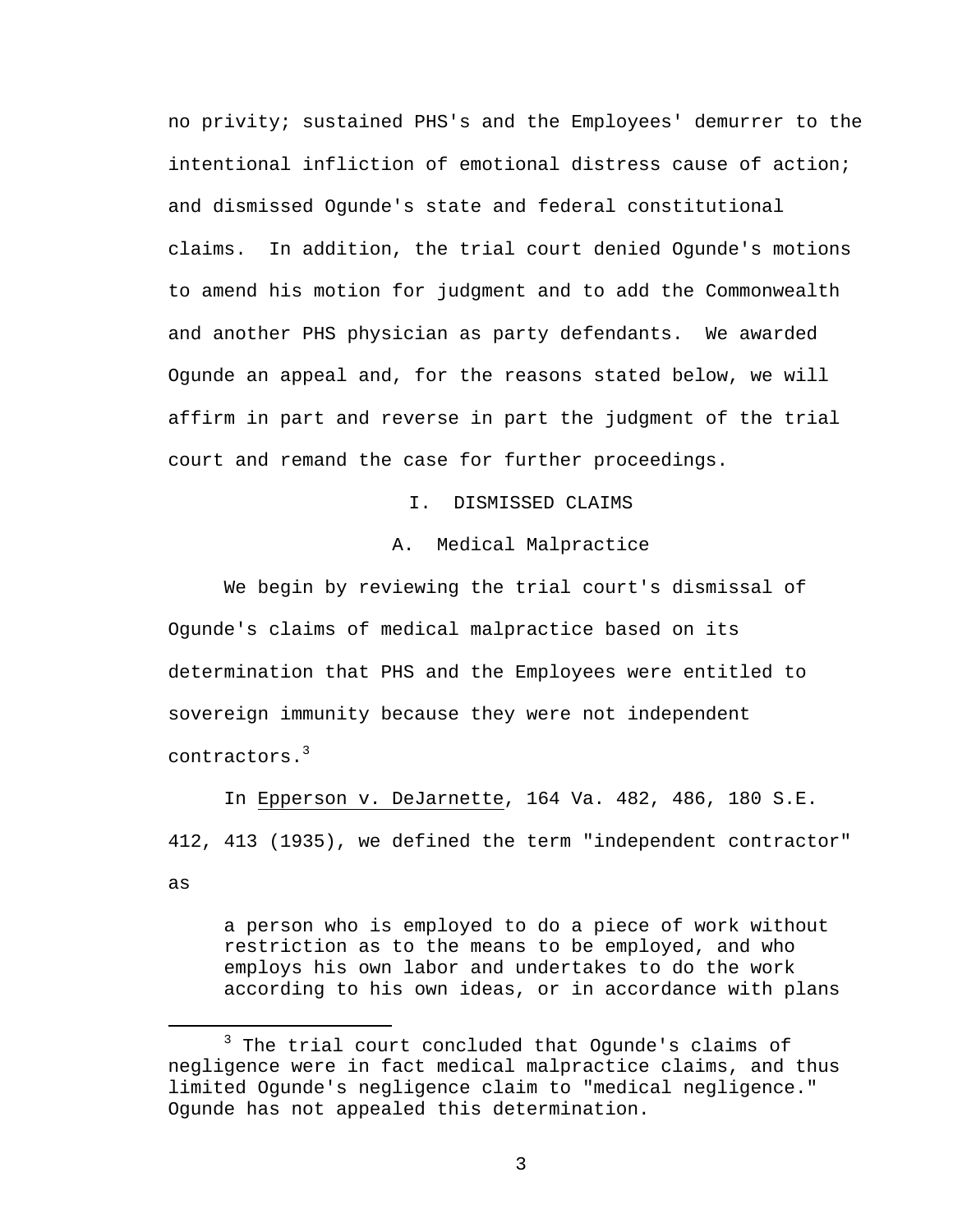no privity; sustained PHS's and the Employees' demurrer to the intentional infliction of emotional distress cause of action; and dismissed Ogunde's state and federal constitutional claims. In addition, the trial court denied Ogunde's motions to amend his motion for judgment and to add the Commonwealth and another PHS physician as party defendants. We awarded Ogunde an appeal and, for the reasons stated below, we will affirm in part and reverse in part the judgment of the trial court and remand the case for further proceedings.

## I. DISMISSED CLAIMS

### A. Medical Malpractice

We begin by reviewing the trial court's dismissal of Ogunde's claims of medical malpractice based on its determination that PHS and the Employees were entitled to sovereign immunity because they were not independent contractors.[3]

In <u>Epperson v. DeJarnette</u>, 164 Va. 482, 486, 180 S.E. 412, 413 (1935), we defined the term "independent contractor" as

> a person who is employed to do a piece of work without restriction as to the means to be employed, and who employs his own labor and undertakes to do the work according to his own ideas, or in accordance with plans

---

[3] The trial court concluded that Ogunde's claims of negligence were in fact medical malpractice claims, and thus limited Ogunde's negligence claim to "medical negligence." Ogunde has not appealed this determination.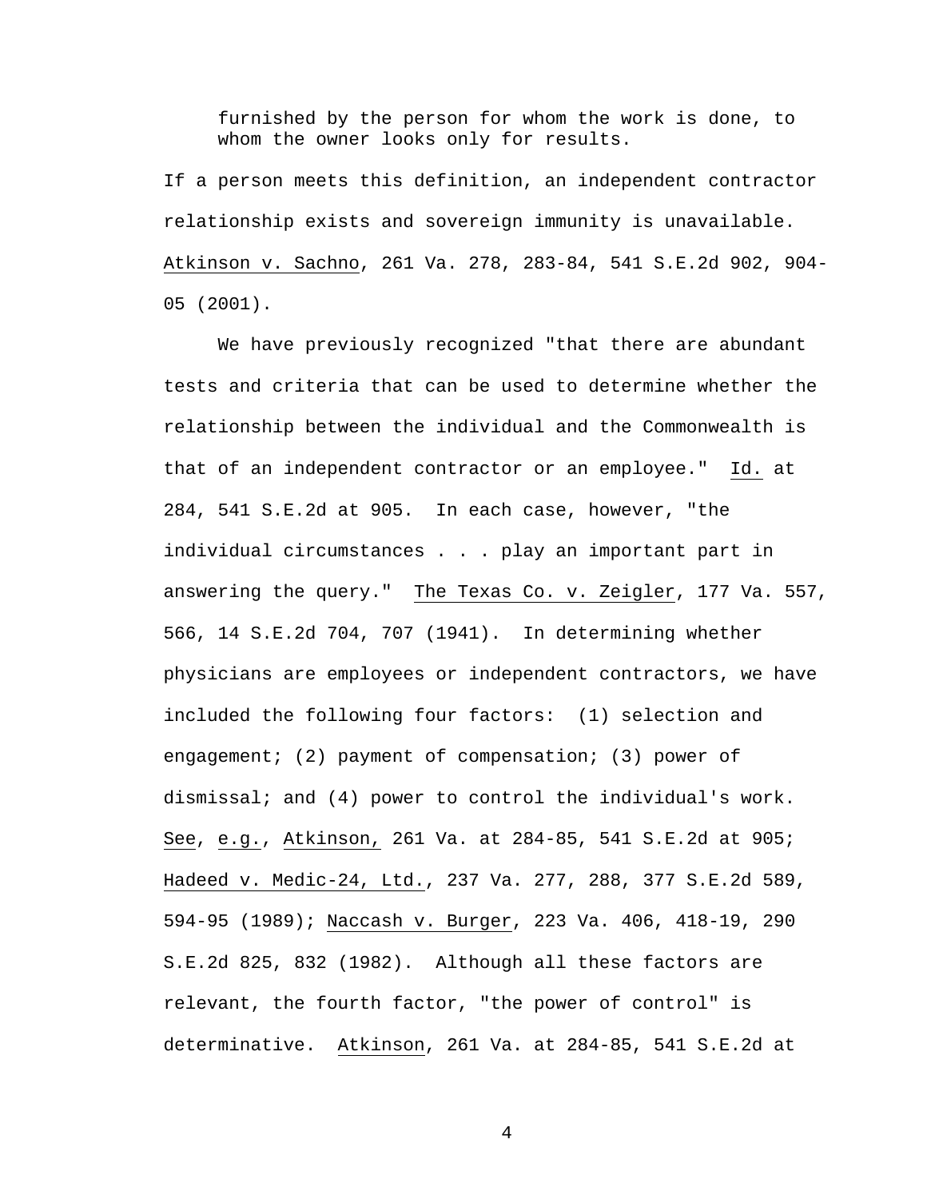furnished by the person for whom the work is done, to whom the owner looks only for results.

If a person meets this definition, an independent contractor relationship exists and sovereign immunity is unavailable. Atkinson v. Sachno, 261 Va. 278, 283-84, 541 S.E.2d 902, 904-05 (2001).

We have previously recognized "that there are abundant tests and criteria that can be used to determine whether the relationship between the individual and the Commonwealth is that of an independent contractor or an employee." Id. at 284, 541 S.E.2d at 905. In each case, however, "the individual circumstances . . . play an important part in answering the query." The Texas Co. v. Zeigler, 177 Va. 557, 566, 14 S.E.2d 704, 707 (1941). In determining whether physicians are employees or independent contractors, we have included the following four factors: (1) selection and engagement; (2) payment of compensation; (3) power of dismissal; and (4) power to control the individual's work. See, e.g., Atkinson, 261 Va. at 284-85, 541 S.E.2d at 905; Hadeed v. Medic-24, Ltd., 237 Va. 277, 288, 377 S.E.2d 589, 594-95 (1989); Naccash v. Burger, 223 Va. 406, 418-19, 290 S.E.2d 825, 832 (1982). Although all these factors are relevant, the fourth factor, "the power of control" is determinative. Atkinson, 261 Va. at 284-85, 541 S.E.2d at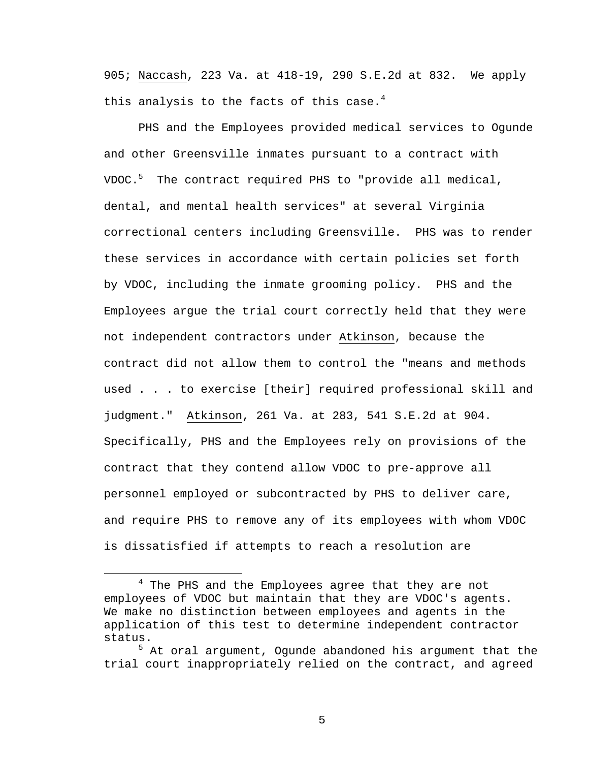905; Naccash, 223 Va. at 418-19, 290 S.E.2d at 832. We apply this analysis to the facts of this case.[4]

PHS and the Employees provided medical services to Ogunde and other Greensville inmates pursuant to a contract with VDOC.[5] The contract required PHS to "provide all medical, dental, and mental health services" at several Virginia correctional centers including Greensville. PHS was to render these services in accordance with certain policies set forth by VDOC, including the inmate grooming policy. PHS and the Employees argue the trial court correctly held that they were not independent contractors under Atkinson, because the contract did not allow them to control the "means and methods used . . . to exercise [their] required professional skill and judgment." Atkinson, 261 Va. at 283, 541 S.E.2d at 904. Specifically, PHS and the Employees rely on provisions of the contract that they contend allow VDOC to pre-approve all personnel employed or subcontracted by PHS to deliver care, and require PHS to remove any of its employees with whom VDOC is dissatisfied if attempts to reach a resolution are

---

[4] The PHS and the Employees agree that they are not employees of VDOC but maintain that they are VDOC's agents. We make no distinction between employees and agents in the application of this test to determine independent contractor status.

[5] At oral argument, Ogunde abandoned his argument that the trial court inappropriately relied on the contract, and agreed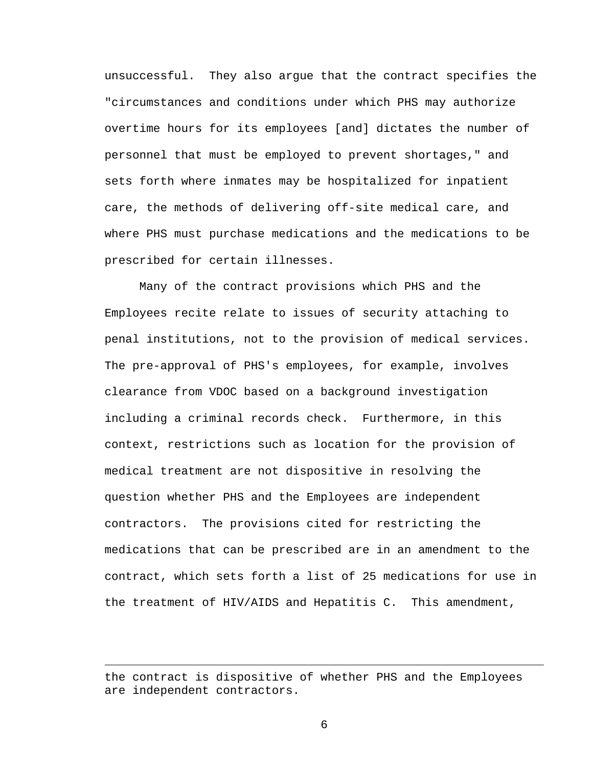unsuccessful. They also argue that the contract specifies the "circumstances and conditions under which PHS may authorize overtime hours for its employees [and] dictates the number of personnel that must be employed to prevent shortages," and sets forth where inmates may be hospitalized for inpatient care, the methods of delivering off-site medical care, and where PHS must purchase medications and the medications to be prescribed for certain illnesses.

Many of the contract provisions which PHS and the Employees recite relate to issues of security attaching to penal institutions, not to the provision of medical services. The pre-approval of PHS's employees, for example, involves clearance from VDOC based on a background investigation including a criminal records check. Furthermore, in this context, restrictions such as location for the provision of medical treatment are not dispositive in resolving the question whether PHS and the Employees are independent contractors. The provisions cited for restricting the medications that can be prescribed are in an amendment to the contract, which sets forth a list of 25 medications for use in the treatment of HIV/AIDS and Hepatitis C. This amendment,

---

the contract is dispositive of whether PHS and the Employees are independent contractors.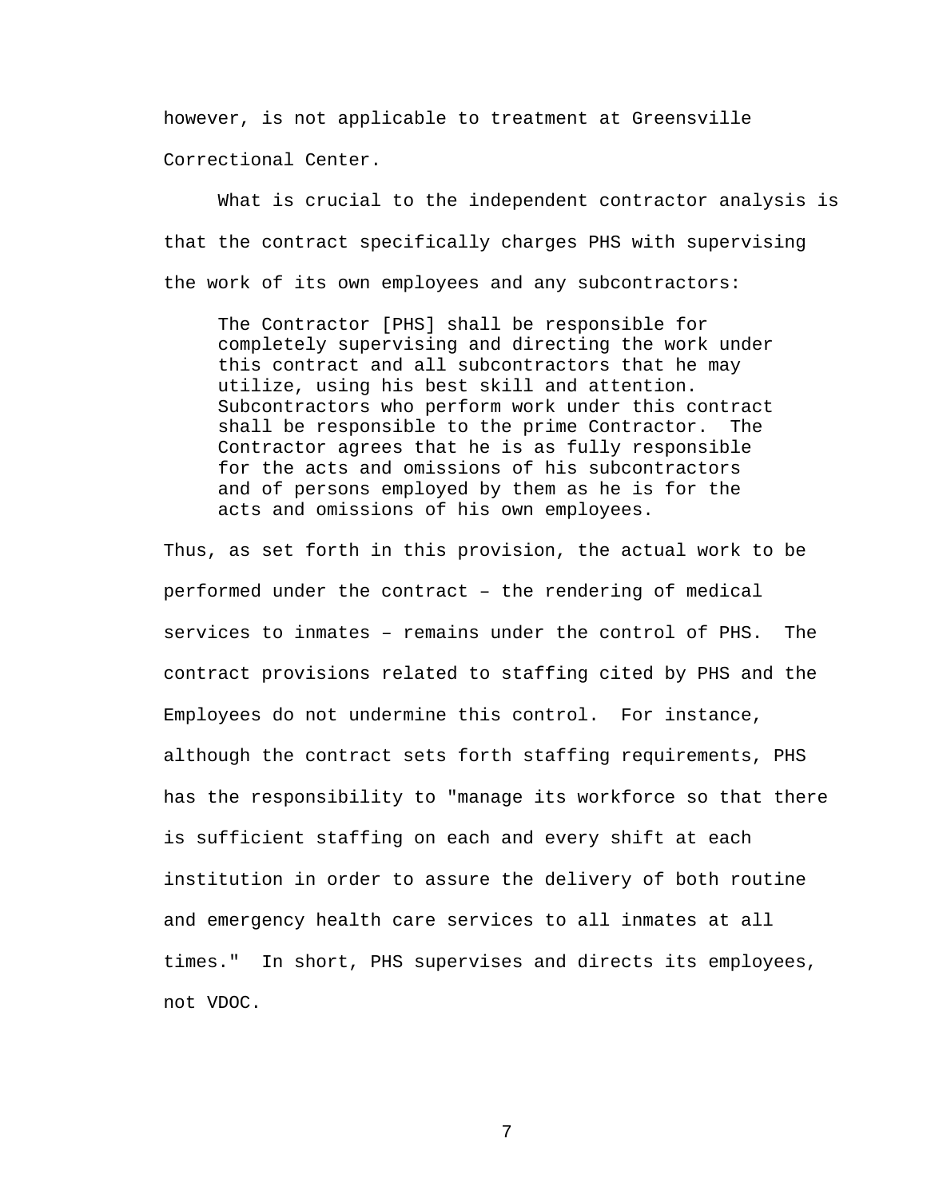however, is not applicable to treatment at Greensville Correctional Center.

What is crucial to the independent contractor analysis is that the contract specifically charges PHS with supervising the work of its own employees and any subcontractors:

> The Contractor [PHS] shall be responsible for completely supervising and directing the work under this contract and all subcontractors that he may utilize, using his best skill and attention. Subcontractors who perform work under this contract shall be responsible to the prime Contractor. The Contractor agrees that he is as fully responsible for the acts and omissions of his subcontractors and of persons employed by them as he is for the acts and omissions of his own employees.

Thus, as set forth in this provision, the actual work to be performed under the contract – the rendering of medical services to inmates – remains under the control of PHS. The contract provisions related to staffing cited by PHS and the Employees do not undermine this control. For instance, although the contract sets forth staffing requirements, PHS has the responsibility to "manage its workforce so that there is sufficient staffing on each and every shift at each institution in order to assure the delivery of both routine and emergency health care services to all inmates at all times." In short, PHS supervises and directs its employees, not VDOC.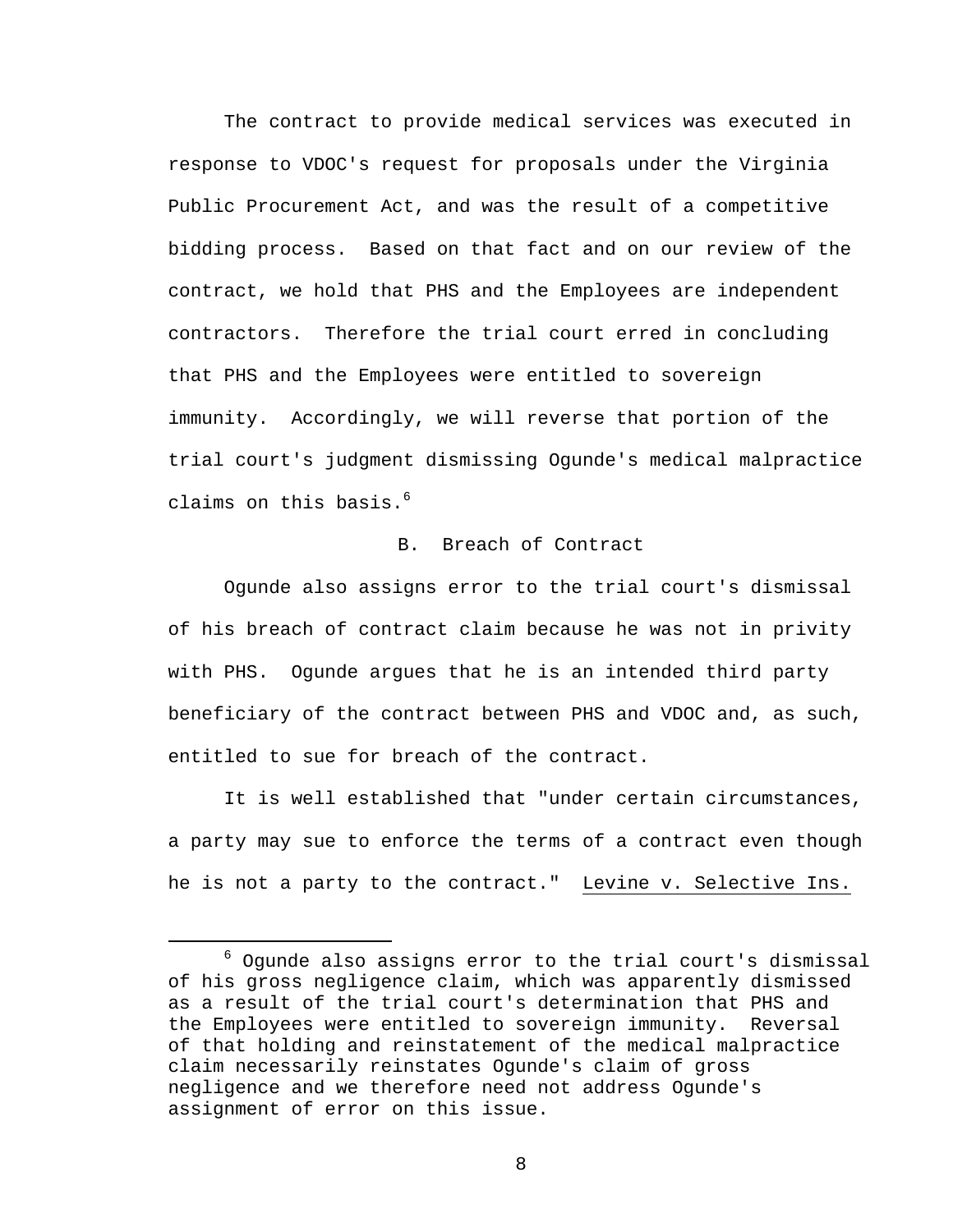The contract to provide medical services was executed in response to VDOC's request for proposals under the Virginia Public Procurement Act, and was the result of a competitive bidding process. Based on that fact and on our review of the contract, we hold that PHS and the Employees are independent contractors. Therefore the trial court erred in concluding that PHS and the Employees were entitled to sovereign immunity. Accordingly, we will reverse that portion of the trial court's judgment dismissing Ogunde's medical malpractice claims on this basis.[6]

B. Breach of Contract

Ogunde also assigns error to the trial court's dismissal of his breach of contract claim because he was not in privity with PHS. Ogunde argues that he is an intended third party beneficiary of the contract between PHS and VDOC and, as such, entitled to sue for breach of the contract.

It is well established that "under certain circumstances, a party may sue to enforce the terms of a contract even though he is not a party to the contract." Levine v. Selective Ins.

---

[6] Ogunde also assigns error to the trial court's dismissal of his gross negligence claim, which was apparently dismissed as a result of the trial court's determination that PHS and the Employees were entitled to sovereign immunity. Reversal of that holding and reinstatement of the medical malpractice claim necessarily reinstates Ogunde's claim of gross negligence and we therefore need not address Ogunde's assignment of error on this issue.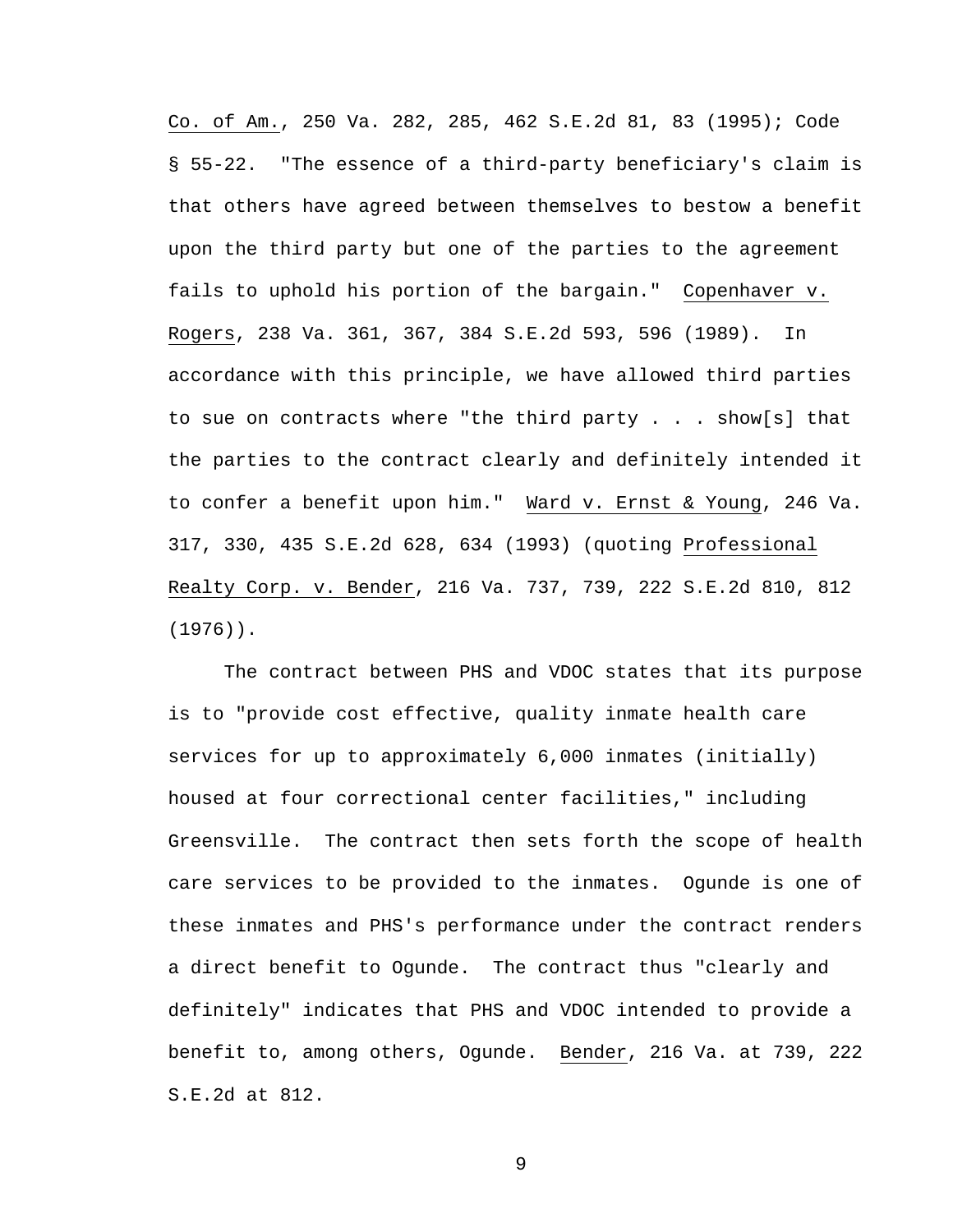Co. of Am., 250 Va. 282, 285, 462 S.E.2d 81, 83 (1995); Code § 55-22. "The essence of a third-party beneficiary's claim is that others have agreed between themselves to bestow a benefit upon the third party but one of the parties to the agreement fails to uphold his portion of the bargain." Copenhaver v. Rogers, 238 Va. 361, 367, 384 S.E.2d 593, 596 (1989). In accordance with this principle, we have allowed third parties to sue on contracts where "the third party . . . show[s] that the parties to the contract clearly and definitely intended it to confer a benefit upon him." Ward v. Ernst & Young, 246 Va. 317, 330, 435 S.E.2d 628, 634 (1993) (quoting Professional Realty Corp. v. Bender, 216 Va. 737, 739, 222 S.E.2d 810, 812 (1976)).

The contract between PHS and VDOC states that its purpose is to "provide cost effective, quality inmate health care services for up to approximately 6,000 inmates (initially) housed at four correctional center facilities," including Greensville. The contract then sets forth the scope of health care services to be provided to the inmates. Ogunde is one of these inmates and PHS's performance under the contract renders a direct benefit to Ogunde. The contract thus "clearly and definitely" indicates that PHS and VDOC intended to provide a benefit to, among others, Ogunde. Bender, 216 Va. at 739, 222 S.E.2d at 812.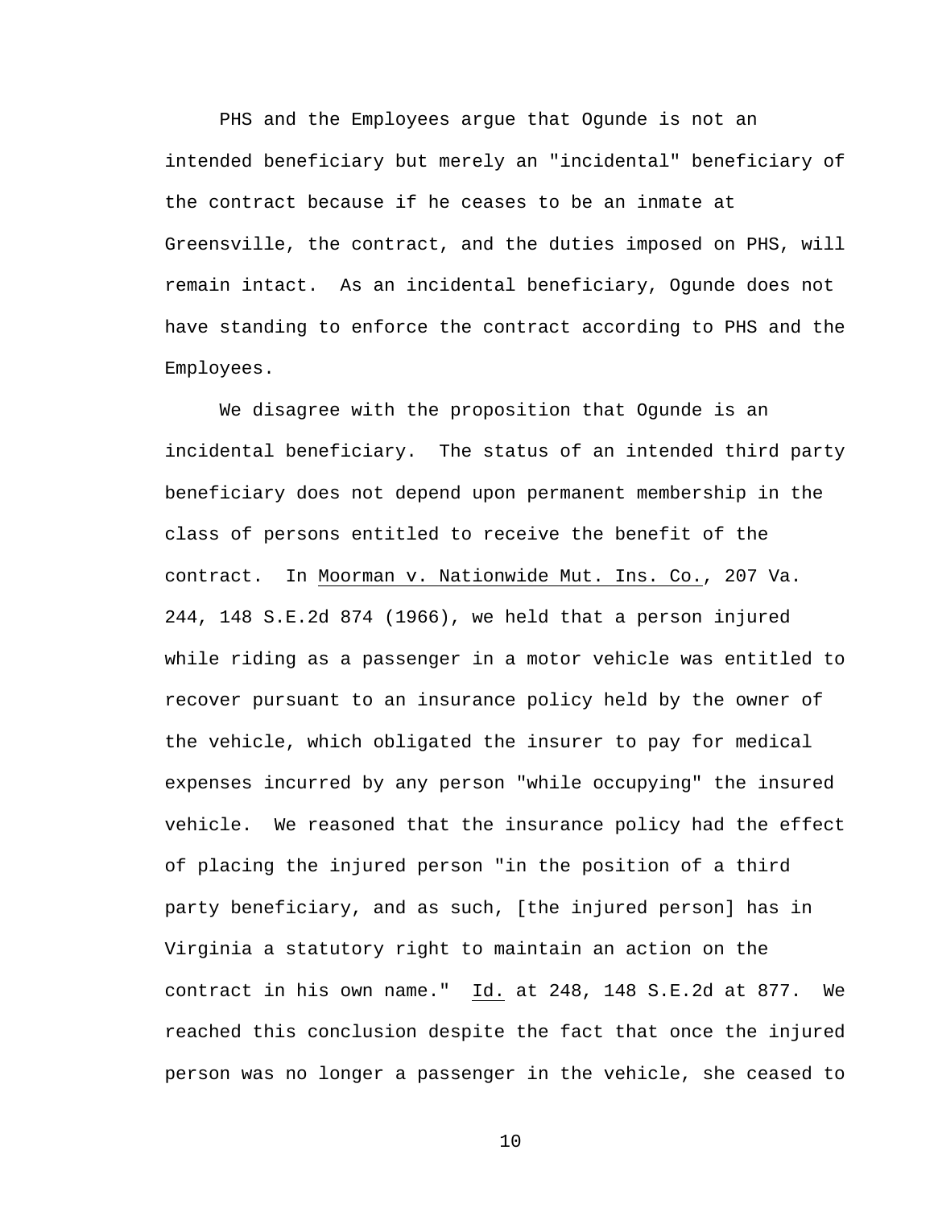PHS and the Employees argue that Ogunde is not an intended beneficiary but merely an "incidental" beneficiary of the contract because if he ceases to be an inmate at Greensville, the contract, and the duties imposed on PHS, will remain intact. As an incidental beneficiary, Ogunde does not have standing to enforce the contract according to PHS and the Employees.

We disagree with the proposition that Ogunde is an incidental beneficiary. The status of an intended third party beneficiary does not depend upon permanent membership in the class of persons entitled to receive the benefit of the contract. In Moorman v. Nationwide Mut. Ins. Co., 207 Va. 244, 148 S.E.2d 874 (1966), we held that a person injured while riding as a passenger in a motor vehicle was entitled to recover pursuant to an insurance policy held by the owner of the vehicle, which obligated the insurer to pay for medical expenses incurred by any person "while occupying" the insured vehicle. We reasoned that the insurance policy had the effect of placing the injured person "in the position of a third party beneficiary, and as such, [the injured person] has in Virginia a statutory right to maintain an action on the contract in his own name." Id. at 248, 148 S.E.2d at 877. We reached this conclusion despite the fact that once the injured person was no longer a passenger in the vehicle, she ceased to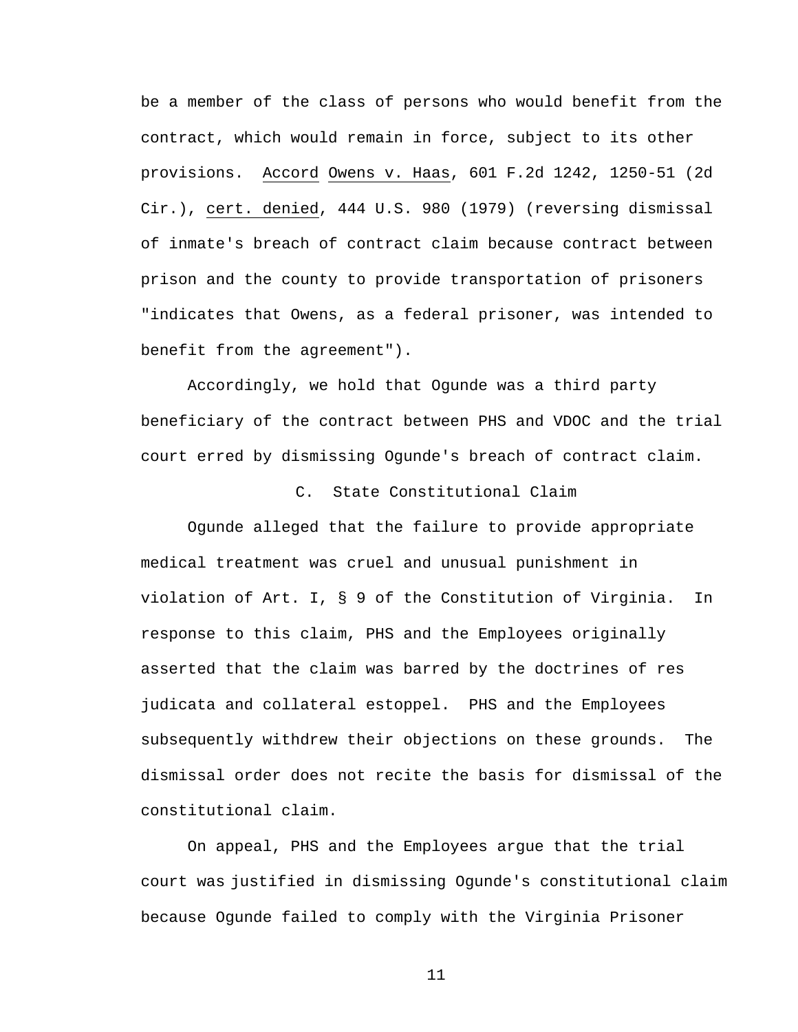be a member of the class of persons who would benefit from the contract, which would remain in force, subject to its other provisions. Accord Owens v. Haas, 601 F.2d 1242, 1250-51 (2d Cir.), cert. denied, 444 U.S. 980 (1979) (reversing dismissal of inmate's breach of contract claim because contract between prison and the county to provide transportation of prisoners "indicates that Owens, as a federal prisoner, was intended to benefit from the agreement").

Accordingly, we hold that Ogunde was a third party beneficiary of the contract between PHS and VDOC and the trial court erred by dismissing Ogunde's breach of contract claim.

### C. State Constitutional Claim

Ogunde alleged that the failure to provide appropriate medical treatment was cruel and unusual punishment in violation of Art. I, § 9 of the Constitution of Virginia. In response to this claim, PHS and the Employees originally asserted that the claim was barred by the doctrines of res judicata and collateral estoppel. PHS and the Employees subsequently withdrew their objections on these grounds. The dismissal order does not recite the basis for dismissal of the constitutional claim.

On appeal, PHS and the Employees argue that the trial court was justified in dismissing Ogunde's constitutional claim because Ogunde failed to comply with the Virginia Prisoner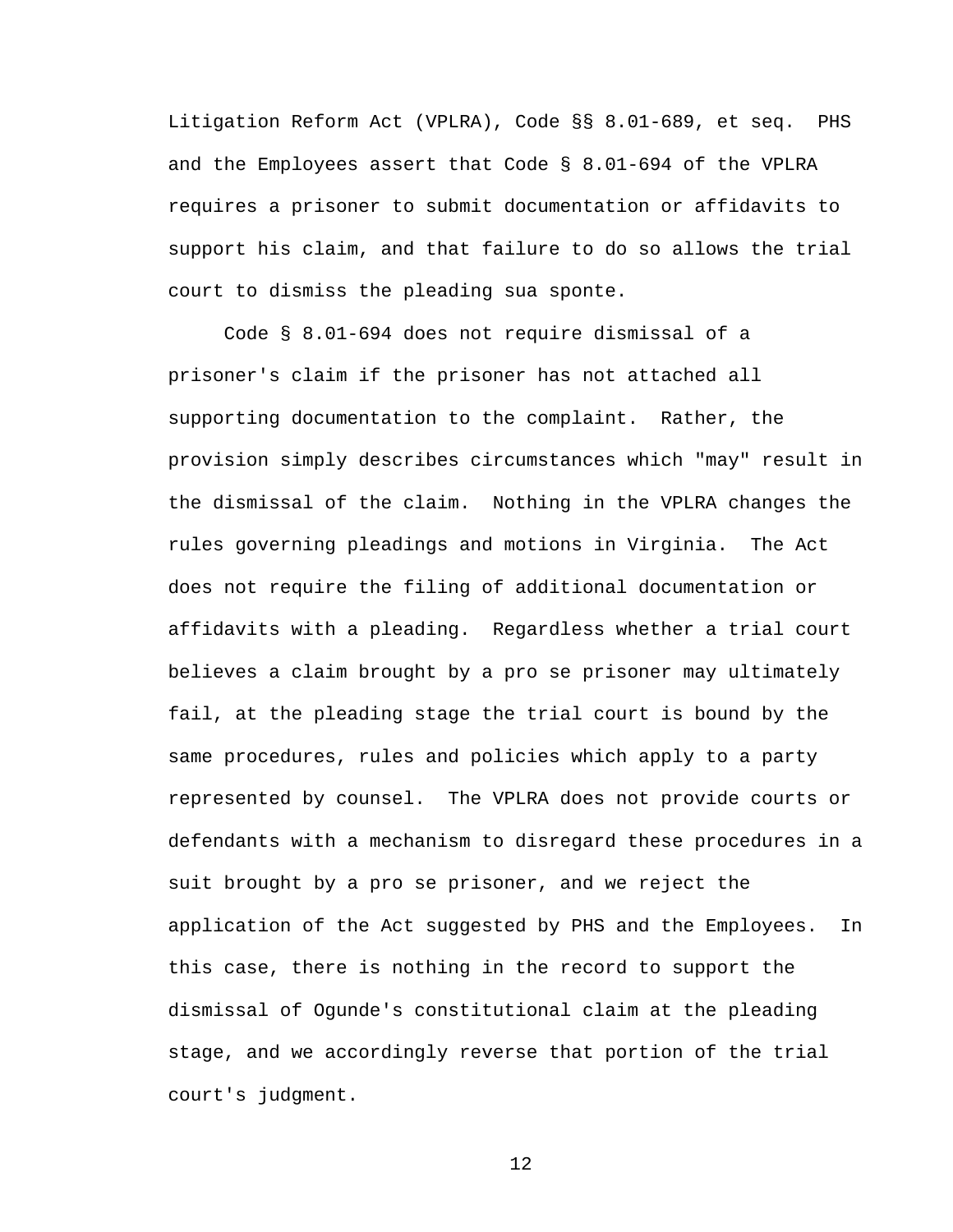Litigation Reform Act (VPLRA), Code §§ 8.01-689, et seq. PHS and the Employees assert that Code § 8.01-694 of the VPLRA requires a prisoner to submit documentation or affidavits to support his claim, and that failure to do so allows the trial court to dismiss the pleading sua sponte.

Code § 8.01-694 does not require dismissal of a prisoner's claim if the prisoner has not attached all supporting documentation to the complaint. Rather, the provision simply describes circumstances which "may" result in the dismissal of the claim. Nothing in the VPLRA changes the rules governing pleadings and motions in Virginia. The Act does not require the filing of additional documentation or affidavits with a pleading. Regardless whether a trial court believes a claim brought by a pro se prisoner may ultimately fail, at the pleading stage the trial court is bound by the same procedures, rules and policies which apply to a party represented by counsel. The VPLRA does not provide courts or defendants with a mechanism to disregard these procedures in a suit brought by a pro se prisoner, and we reject the application of the Act suggested by PHS and the Employees. In this case, there is nothing in the record to support the dismissal of Ogunde's constitutional claim at the pleading stage, and we accordingly reverse that portion of the trial court's judgment.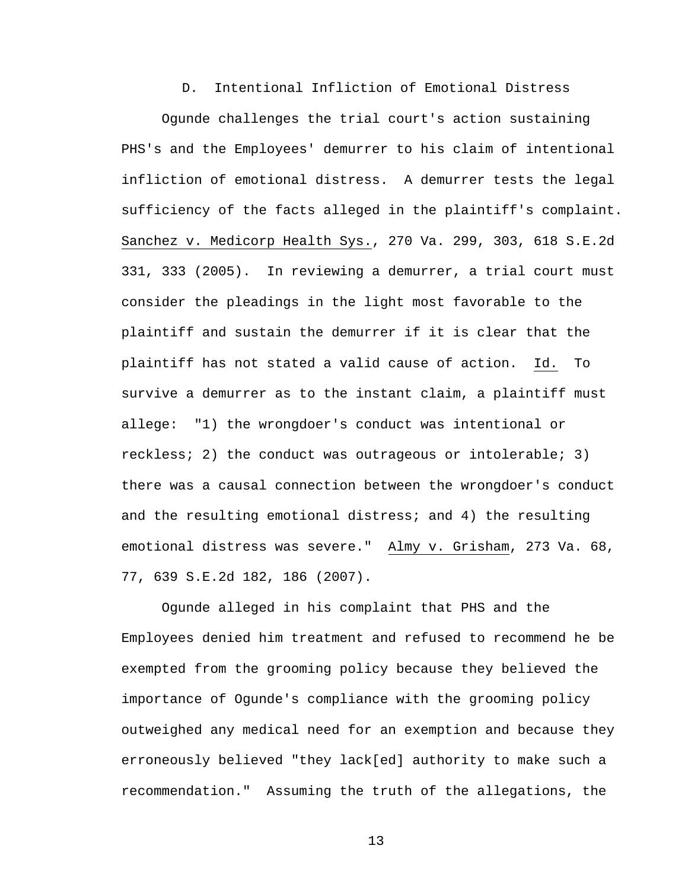### D. Intentional Infliction of Emotional Distress

Ogunde challenges the trial court's action sustaining PHS's and the Employees' demurrer to his claim of intentional infliction of emotional distress. A demurrer tests the legal sufficiency of the facts alleged in the plaintiff's complaint. Sanchez v. Medicorp Health Sys., 270 Va. 299, 303, 618 S.E.2d 331, 333 (2005). In reviewing a demurrer, a trial court must consider the pleadings in the light most favorable to the plaintiff and sustain the demurrer if it is clear that the plaintiff has not stated a valid cause of action. Id. To survive a demurrer as to the instant claim, a plaintiff must allege: "1) the wrongdoer's conduct was intentional or reckless; 2) the conduct was outrageous or intolerable; 3) there was a causal connection between the wrongdoer's conduct and the resulting emotional distress; and 4) the resulting emotional distress was severe." Almy v. Grisham, 273 Va. 68, 77, 639 S.E.2d 182, 186 (2007).

Ogunde alleged in his complaint that PHS and the Employees denied him treatment and refused to recommend he be exempted from the grooming policy because they believed the importance of Ogunde's compliance with the grooming policy outweighed any medical need for an exemption and because they erroneously believed "they lack[ed] authority to make such a recommendation." Assuming the truth of the allegations, the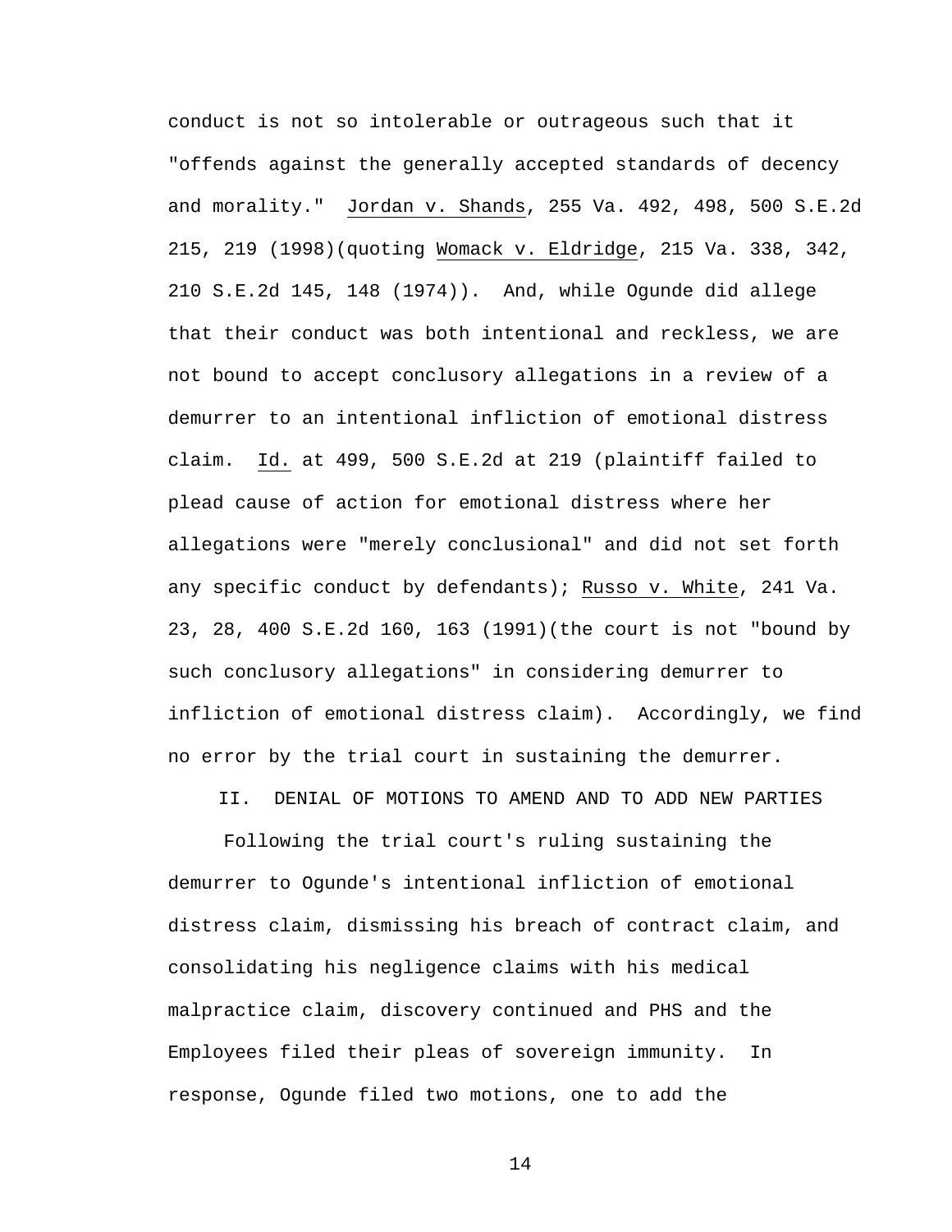conduct is not so intolerable or outrageous such that it "offends against the generally accepted standards of decency and morality." Jordan v. Shands, 255 Va. 492, 498, 500 S.E.2d 215, 219 (1998)(quoting Womack v. Eldridge, 215 Va. 338, 342, 210 S.E.2d 145, 148 (1974)). And, while Ogunde did allege that their conduct was both intentional and reckless, we are not bound to accept conclusory allegations in a review of a demurrer to an intentional infliction of emotional distress claim. Id. at 499, 500 S.E.2d at 219 (plaintiff failed to plead cause of action for emotional distress where her allegations were "merely conclusional" and did not set forth any specific conduct by defendants); Russo v. White, 241 Va. 23, 28, 400 S.E.2d 160, 163 (1991)(the court is not "bound by such conclusory allegations" in considering demurrer to infliction of emotional distress claim). Accordingly, we find no error by the trial court in sustaining the demurrer.

## II. DENIAL OF MOTIONS TO AMEND AND TO ADD NEW PARTIES

Following the trial court's ruling sustaining the demurrer to Ogunde's intentional infliction of emotional distress claim, dismissing his breach of contract claim, and consolidating his negligence claims with his medical malpractice claim, discovery continued and PHS and the Employees filed their pleas of sovereign immunity. In response, Ogunde filed two motions, one to add the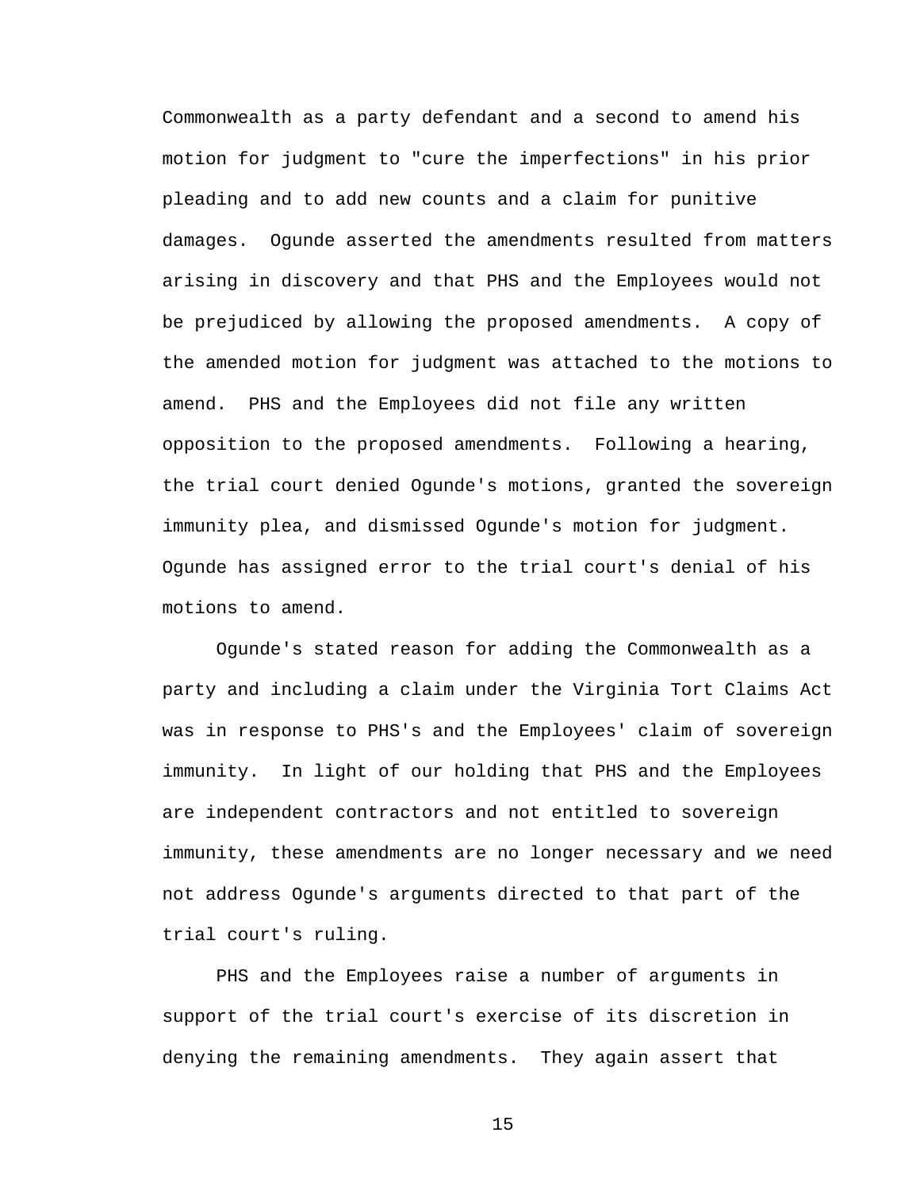Commonwealth as a party defendant and a second to amend his motion for judgment to "cure the imperfections" in his prior pleading and to add new counts and a claim for punitive damages. Ogunde asserted the amendments resulted from matters arising in discovery and that PHS and the Employees would not be prejudiced by allowing the proposed amendments. A copy of the amended motion for judgment was attached to the motions to amend. PHS and the Employees did not file any written opposition to the proposed amendments. Following a hearing, the trial court denied Ogunde's motions, granted the sovereign immunity plea, and dismissed Ogunde's motion for judgment. Ogunde has assigned error to the trial court's denial of his motions to amend.

Ogunde's stated reason for adding the Commonwealth as a party and including a claim under the Virginia Tort Claims Act was in response to PHS's and the Employees' claim of sovereign immunity. In light of our holding that PHS and the Employees are independent contractors and not entitled to sovereign immunity, these amendments are no longer necessary and we need not address Ogunde's arguments directed to that part of the trial court's ruling.

PHS and the Employees raise a number of arguments in support of the trial court's exercise of its discretion in denying the remaining amendments. They again assert that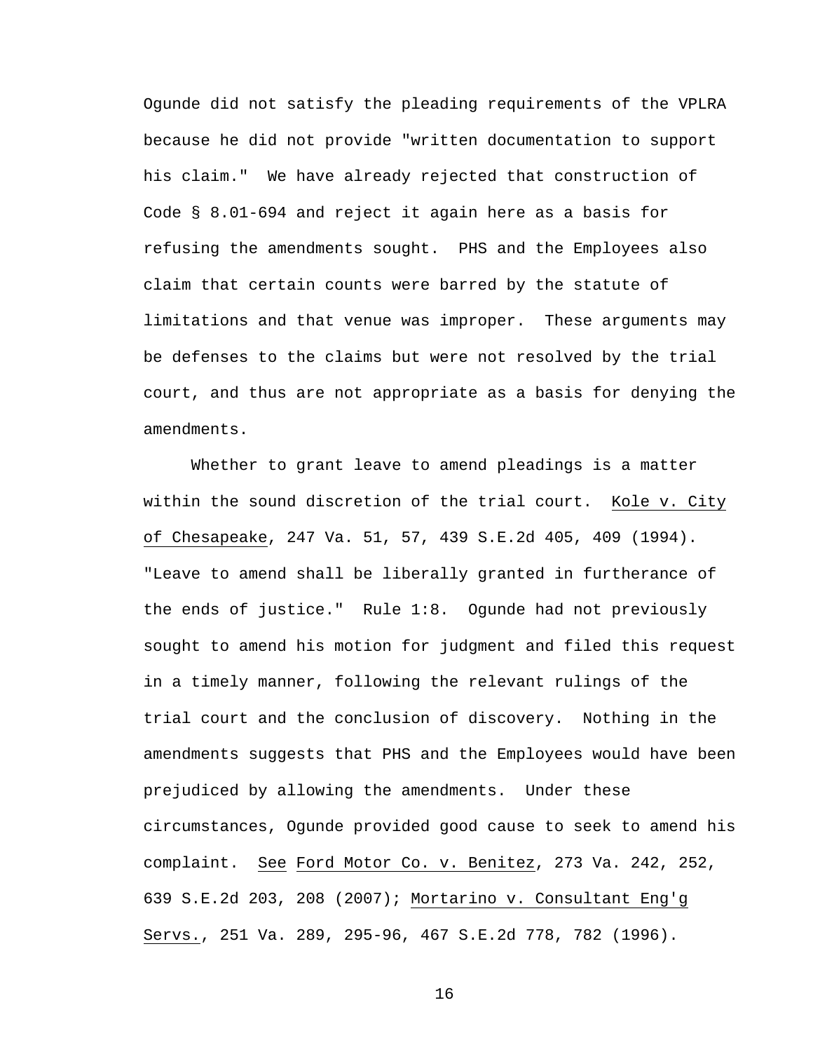Ogunde did not satisfy the pleading requirements of the VPLRA because he did not provide "written documentation to support his claim." We have already rejected that construction of Code § 8.01-694 and reject it again here as a basis for refusing the amendments sought. PHS and the Employees also claim that certain counts were barred by the statute of limitations and that venue was improper. These arguments may be defenses to the claims but were not resolved by the trial court, and thus are not appropriate as a basis for denying the amendments.

Whether to grant leave to amend pleadings is a matter within the sound discretion of the trial court. Kole v. City of Chesapeake, 247 Va. 51, 57, 439 S.E.2d 405, 409 (1994). "Leave to amend shall be liberally granted in furtherance of the ends of justice." Rule 1:8. Ogunde had not previously sought to amend his motion for judgment and filed this request in a timely manner, following the relevant rulings of the trial court and the conclusion of discovery. Nothing in the amendments suggests that PHS and the Employees would have been prejudiced by allowing the amendments. Under these circumstances, Ogunde provided good cause to seek to amend his complaint. See Ford Motor Co. v. Benitez, 273 Va. 242, 252, 639 S.E.2d 203, 208 (2007); Mortarino v. Consultant Eng'g Servs., 251 Va. 289, 295-96, 467 S.E.2d 778, 782 (1996).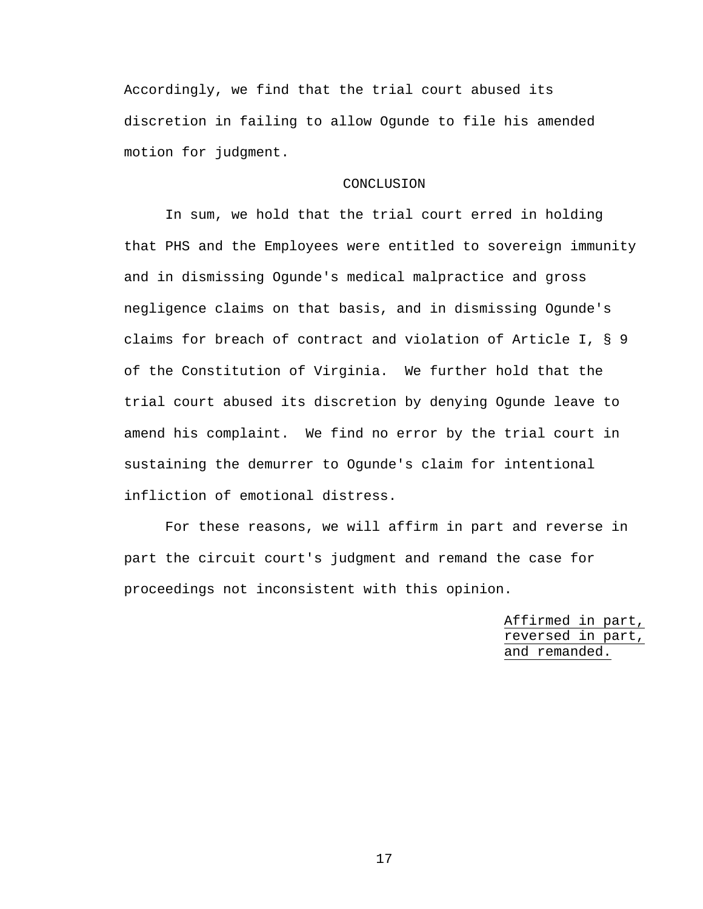Accordingly, we find that the trial court abused its discretion in failing to allow Ogunde to file his amended motion for judgment.

## CONCLUSION

In sum, we hold that the trial court erred in holding that PHS and the Employees were entitled to sovereign immunity and in dismissing Ogunde's medical malpractice and gross negligence claims on that basis, and in dismissing Ogunde's claims for breach of contract and violation of Article I, § 9 of the Constitution of Virginia. We further hold that the trial court abused its discretion by denying Ogunde leave to amend his complaint. We find no error by the trial court in sustaining the demurrer to Ogunde's claim for intentional infliction of emotional distress.

For these reasons, we will affirm in part and reverse in part the circuit court's judgment and remand the case for proceedings not inconsistent with this opinion.

Affirmed in part,
reversed in part,
and remanded.